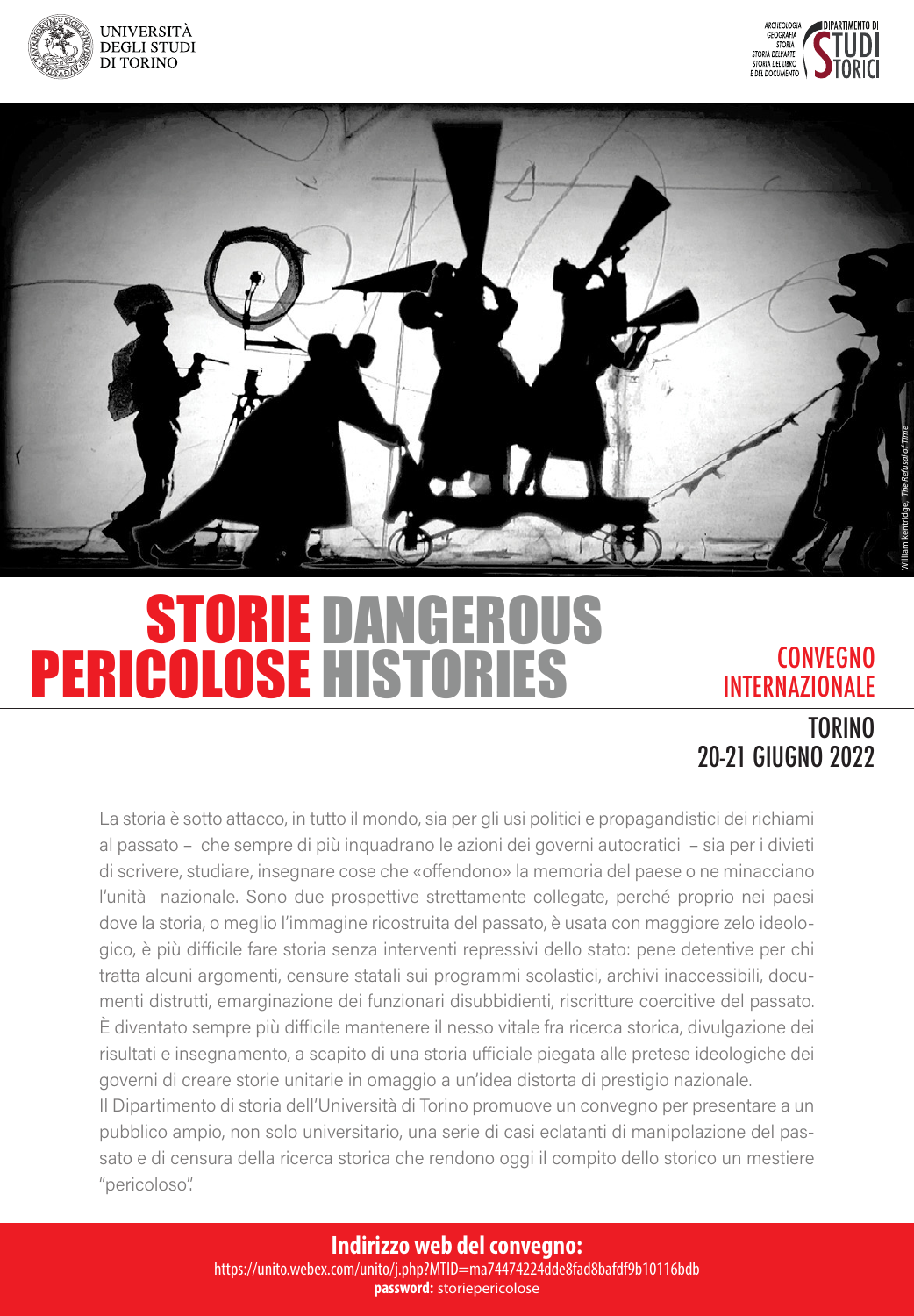UNIVERSITÀ DEGLI STUDI DI TORINO

ARCHEOLOGIA GEOGRAFIA STORIA STORIA DELL'ARTE STORIA DEL LIBRO E DEL DOCUMENTO — DIPARTIMENTO DI STUDI STORICI

William Kentridge, *The Refusal of Time*

# STORIE PERICOLOSE DANGEROUS HISTORIES

## CONVEGNO INTERNAZIONALE

### TORINO 20-21 GIUGNO 2022

La storia è sotto attacco, in tutto il mondo, sia per gli usi politici e propagandistici dei richiami al passato – che sempre di più inquadrano le azioni dei governi autocratici – sia per i divieti di scrivere, studiare, insegnare cose che «offendono» la memoria del paese o ne minacciano l'unità nazionale. Sono due prospettive strettamente collegate, perché proprio nei paesi dove la storia, o meglio l'immagine ricostruita del passato, è usata con maggiore zelo ideologico, è più difficile fare storia senza interventi repressivi dello stato: pene detentive per chi tratta alcuni argomenti, censure statali sui programmi scolastici, archivi inaccessibili, documenti distrutti, emarginazione dei funzionari disubbidienti, riscritture coercitive del passato. È diventato sempre più difficile mantenere il nesso vitale fra ricerca storica, divulgazione dei risultati e insegnamento, a scapito di una storia ufficiale piegata alle pretese ideologiche dei governi di creare storie unitarie in omaggio a un'idea distorta di prestigio nazionale.

Il Dipartimento di storia dell'Università di Torino promuove un convegno per presentare a un pubblico ampio, non solo universitario, una serie di casi eclatanti di manipolazione del passato e di censura della ricerca storica che rendono oggi il compito dello storico un mestiere "pericoloso".

**Indirizzo web del convegno:**
https://unito.webex.com/unito/j.php?MTID=ma74474224dde8fad8bafdf9b10116bdb
**password:** storiepericolose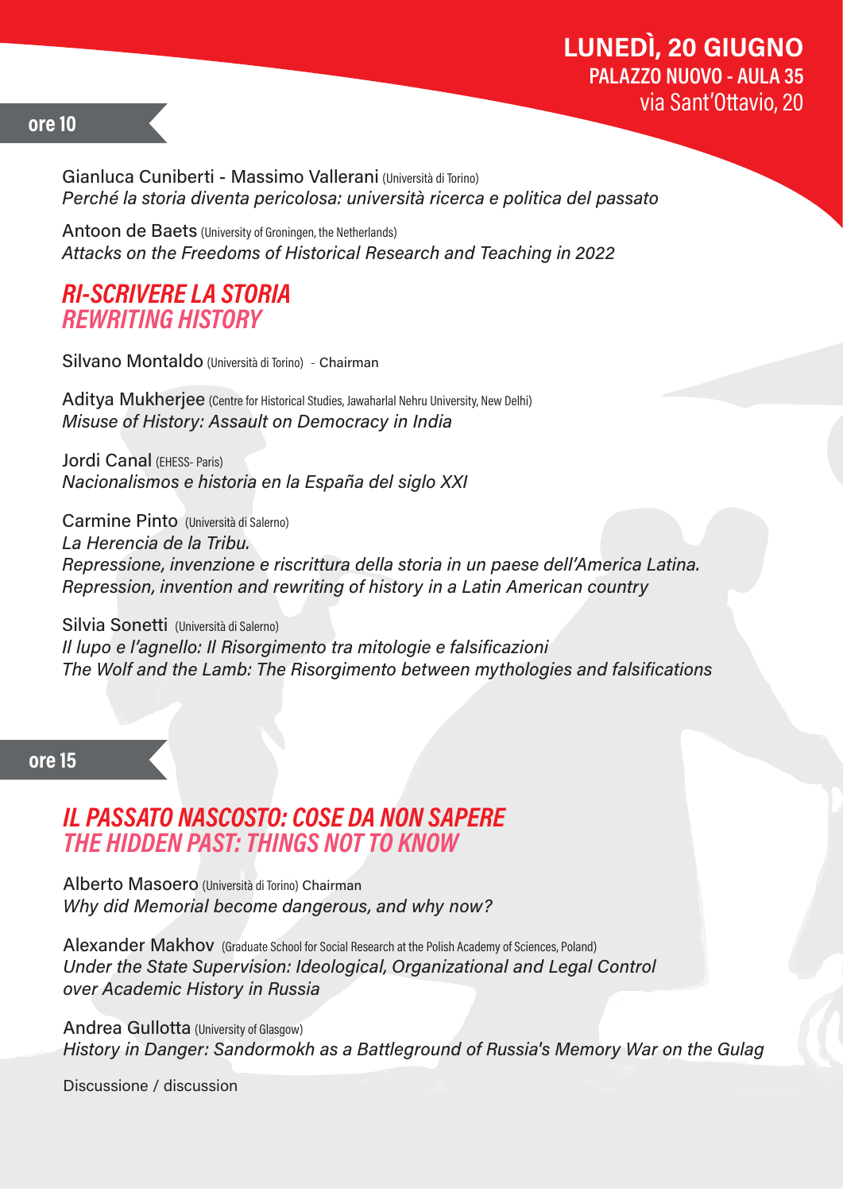## LUNEDÌ, 20 GIUGNO

**PALAZZO NUOVO - AULA 35**
via Sant'Ottavio, 20

### ore 10

Gianluca Cuniberti - Massimo Vallerani (Università di Torino)
*Perché la storia diventa pericolosa: università ricerca e politica del passato*

Antoon de Baets (University of Groningen, the Netherlands)
*Attacks on the Freedoms of Historical Research and Teaching in 2022*

## *RI-SCRIVERE LA STORIA*
## *REWRITING HISTORY*

Silvano Montaldo (Università di Torino) - Chairman

Aditya Mukherjee (Centre for Historical Studies, Jawaharlal Nehru University, New Delhi)
*Misuse of History: Assault on Democracy in India*

Jordi Canal (EHESS- Paris)
*Nacionalismos e historia en la España del siglo XXI*

Carmine Pinto (Università di Salerno)
*La Herencia de la Tribu.*
*Repressione, invenzione e riscrittura della storia in un paese dell'America Latina.*
*Repression, invention and rewriting of history in a Latin American country*

Silvia Sonetti (Università di Salerno)
*Il lupo e l'agnello: Il Risorgimento tra mitologie e falsificazioni*
*The Wolf and the Lamb: The Risorgimento between mythologies and falsifications*

### ore 15

## *IL PASSATO NASCOSTO: COSE DA NON SAPERE*
## *THE HIDDEN PAST: THINGS NOT TO KNOW*

Alberto Masoero (Università di Torino) Chairman
*Why did Memorial become dangerous, and why now?*

Alexander Makhov (Graduate School for Social Research at the Polish Academy of Sciences, Poland)
*Under the State Supervision: Ideological, Organizational and Legal Control over Academic History in Russia*

Andrea Gullotta (University of Glasgow)
*History in Danger: Sandormokh as a Battleground of Russia's Memory War on the Gulag*

Discussione / discussion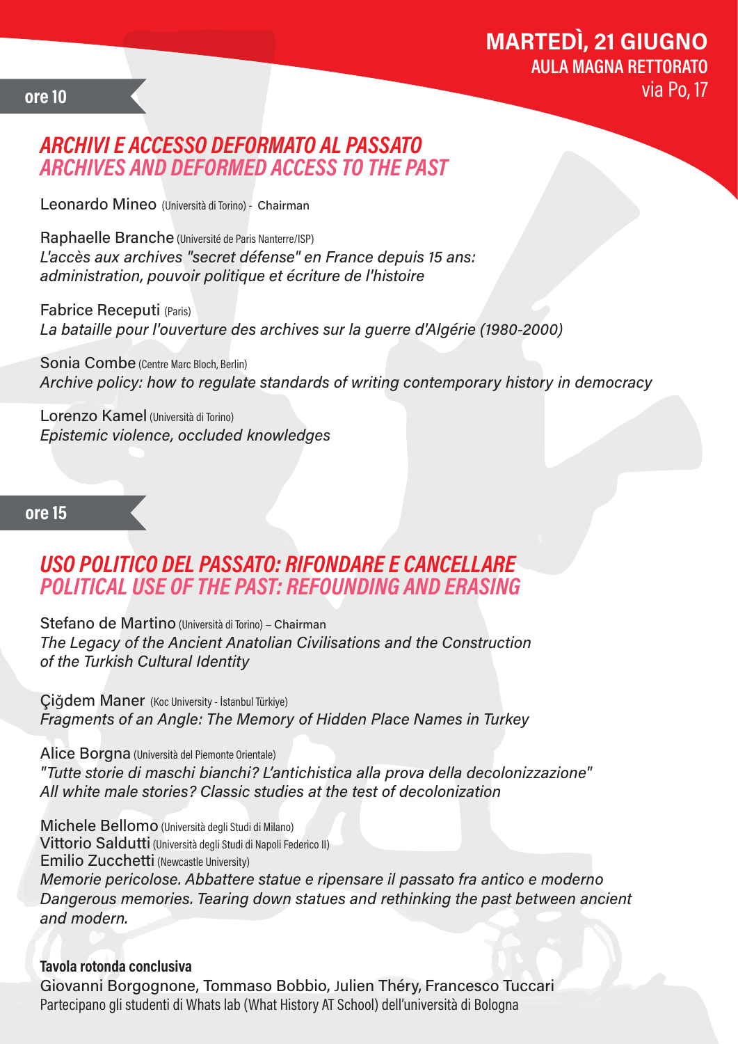## MARTEDÌ, 21 GIUGNO
**AULA MAGNA RETTORATO**
via Po, 17

**ore 10**

### *ARCHIVI E ACCESSO DEFORMATO AL PASSATO*
### *ARCHIVES AND DEFORMED ACCESS TO THE PAST*

Leonardo Mineo (Università di Torino) - Chairman

Raphaelle Branche (Université de Paris Nanterre/ISP)
*L'accès aux archives "secret défense" en France depuis 15 ans: administration, pouvoir politique et écriture de l'histoire*

Fabrice Receputi (Paris)
*La bataille pour l'ouverture des archives sur la guerre d'Algérie (1980-2000)*

Sonia Combe (Centre Marc Bloch, Berlin)
*Archive policy: how to regulate standards of writing contemporary history in democracy*

Lorenzo Kamel (Università di Torino)
*Epistemic violence, occluded knowledges*

**ore 15**

### *USO POLITICO DEL PASSATO: RIFONDARE E CANCELLARE*
### *POLITICAL USE OF THE PAST: REFOUNDING AND ERASING*

Stefano de Martino (Università di Torino) – Chairman
*The Legacy of the Ancient Anatolian Civilisations and the Construction of the Turkish Cultural Identity*

Çiğdem Maner (Koc University - İstanbul Türkiye)
*Fragments of an Angle: The Memory of Hidden Place Names in Turkey*

Alice Borgna (Università del Piemonte Orientale)
*"Tutte storie di maschi bianchi? L'antichistica alla prova della decolonizzazione"*
*All white male stories? Classic studies at the test of decolonization*

Michele Bellomo (Università degli Studi di Milano)
Vittorio Saldutti (Università degli Studi di Napoli Federico II)
Emilio Zucchetti (Newcastle University)
*Memorie pericolose. Abbattere statue e ripensare il passato fra antico e moderno*
*Dangerous memories. Tearing down statues and rethinking the past between ancient and modern.*

**Tavola rotonda conclusiva**
Giovanni Borgognone, Tommaso Bobbio, Julien Théry, Francesco Tuccari
Partecipano gli studenti di Whats lab (What History AT School) dell'università di Bologna